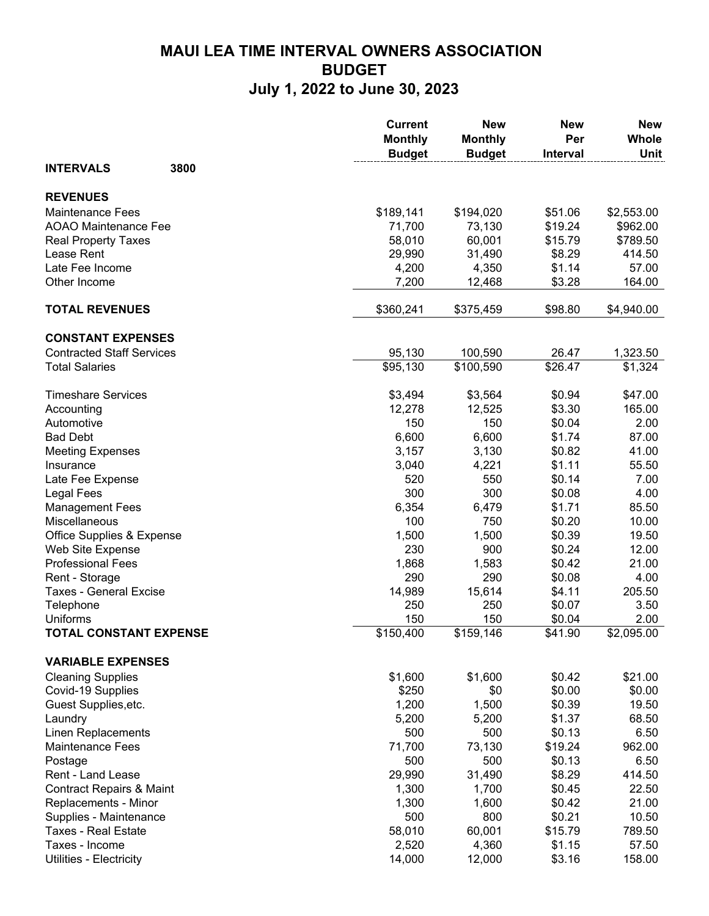# MAUI LEA TIME INTERVAL OWNERS ASSOCIATION
# BUDGET
# July 1, 2022 to June 30, 2023

| | Current Monthly Budget | New Monthly Budget | New Per Interval | New Whole Unit |
|---|---|---|---|---|
| **INTERVALS** **3800** | | | | |
| **REVENUES** | | | | |
| Maintenance Fees | $189,141 | $194,020 | $51.06 | $2,553.00 |
| AOAO Maintenance Fee | 71,700 | 73,130 | $19.24 | $962.00 |
| Real Property Taxes | 58,010 | 60,001 | $15.79 | $789.50 |
| Lease Rent | 29,990 | 31,490 | $8.29 | 414.50 |
| Late Fee Income | 4,200 | 4,350 | $1.14 | 57.00 |
| Other Income | 7,200 | 12,468 | $3.28 | 164.00 |
| **TOTAL REVENUES** | $360,241 | $375,459 | $98.80 | $4,940.00 |
| **CONSTANT EXPENSES** | | | | |
| Contracted Staff Services | 95,130 | 100,590 | 26.47 | 1,323.50 |
| Total Salaries | $95,130 | $100,590 | $26.47 | $1,324 |
| Timeshare Services | $3,494 | $3,564 | $0.94 | $47.00 |
| Accounting | 12,278 | 12,525 | $3.30 | 165.00 |
| Automotive | 150 | 150 | $0.04 | 2.00 |
| Bad Debt | 6,600 | 6,600 | $1.74 | 87.00 |
| Meeting Expenses | 3,157 | 3,130 | $0.82 | 41.00 |
| Insurance | 3,040 | 4,221 | $1.11 | 55.50 |
| Late Fee Expense | 520 | 550 | $0.14 | 7.00 |
| Legal Fees | 300 | 300 | $0.08 | 4.00 |
| Management Fees | 6,354 | 6,479 | $1.71 | 85.50 |
| Miscellaneous | 100 | 750 | $0.20 | 10.00 |
| Office Supplies & Expense | 1,500 | 1,500 | $0.39 | 19.50 |
| Web Site Expense | 230 | 900 | $0.24 | 12.00 |
| Professional Fees | 1,868 | 1,583 | $0.42 | 21.00 |
| Rent - Storage | 290 | 290 | $0.08 | 4.00 |
| Taxes - General Excise | 14,989 | 15,614 | $4.11 | 205.50 |
| Telephone | 250 | 250 | $0.07 | 3.50 |
| Uniforms | 150 | 150 | $0.04 | 2.00 |
| **TOTAL CONSTANT EXPENSE** | $150,400 | $159,146 | $41.90 | $2,095.00 |
| **VARIABLE EXPENSES** | | | | |
| Cleaning Supplies | $1,600 | $1,600 | $0.42 | $21.00 |
| Covid-19 Supplies | $250 | $0 | $0.00 | $0.00 |
| Guest Supplies,etc. | 1,200 | 1,500 | $0.39 | 19.50 |
| Laundry | 5,200 | 5,200 | $1.37 | 68.50 |
| Linen Replacements | 500 | 500 | $0.13 | 6.50 |
| Maintenance Fees | 71,700 | 73,130 | $19.24 | 962.00 |
| Postage | 500 | 500 | $0.13 | 6.50 |
| Rent - Land Lease | 29,990 | 31,490 | $8.29 | 414.50 |
| Contract Repairs & Maint | 1,300 | 1,700 | $0.45 | 22.50 |
| Replacements - Minor | 1,300 | 1,600 | $0.42 | 21.00 |
| Supplies - Maintenance | 500 | 800 | $0.21 | 10.50 |
| Taxes - Real Estate | 58,010 | 60,001 | $15.79 | 789.50 |
| Taxes - Income | 2,520 | 4,360 | $1.15 | 57.50 |
| Utilities - Electricity | 14,000 | 12,000 | $3.16 | 158.00 |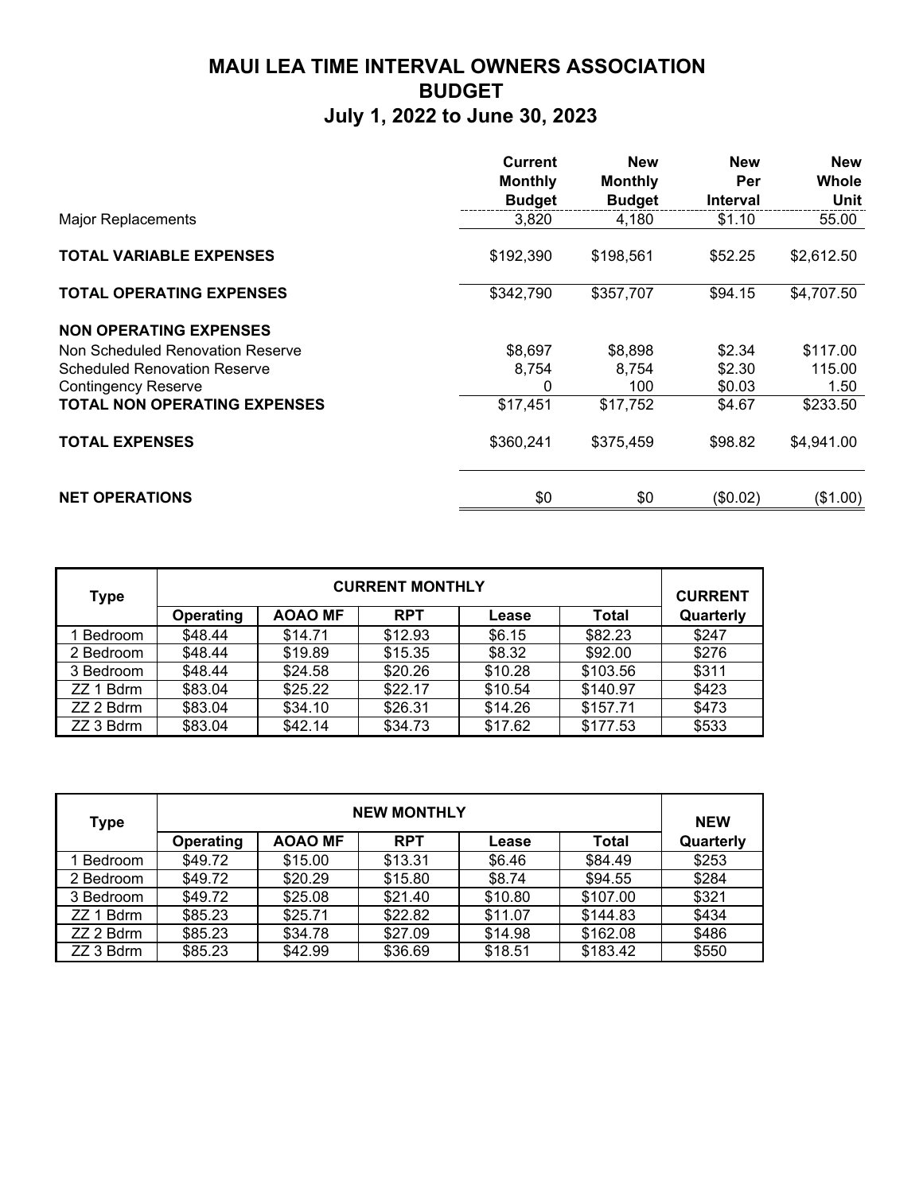# MAUI LEA TIME INTERVAL OWNERS ASSOCIATION
## BUDGET
## July 1, 2022 to June 30, 2023

| | Current Monthly Budget | New Monthly Budget | New Per Interval | New Whole Unit |
|---|---|---|---|---|
| Major Replacements | 3,820 | 4,180 | $1.10 | 55.00 |
| **TOTAL VARIABLE EXPENSES** | $192,390 | $198,561 | $52.25 | $2,612.50 |
| **TOTAL OPERATING EXPENSES** | $342,790 | $357,707 | $94.15 | $4,707.50 |
| **NON OPERATING EXPENSES** | | | | |
| Non Scheduled Renovation Reserve | $8,697 | $8,898 | $2.34 | $117.00 |
| Scheduled Renovation Reserve | 8,754 | 8,754 | $2.30 | 115.00 |
| Contingency Reserve | 0 | 100 | $0.03 | 1.50 |
| **TOTAL NON OPERATING EXPENSES** | $17,451 | $17,752 | $4.67 | $233.50 |
| **TOTAL EXPENSES** | $360,241 | $375,459 | $98.82 | $4,941.00 |
| **NET OPERATIONS** | $0 | $0 | ($0.02) | ($1.00) |

| Type | CURRENT MONTHLY | | | | | CURRENT |
|---|---|---|---|---|---|---|
| | Operating | AOAO MF | RPT | Lease | Total | Quarterly |
| 1 Bedroom | $48.44 | $14.71 | $12.93 | $6.15 | $82.23 | $247 |
| 2 Bedroom | $48.44 | $19.89 | $15.35 | $8.32 | $92.00 | $276 |
| 3 Bedroom | $48.44 | $24.58 | $20.26 | $10.28 | $103.56 | $311 |
| ZZ 1 Bdrm | $83.04 | $25.22 | $22.17 | $10.54 | $140.97 | $423 |
| ZZ 2 Bdrm | $83.04 | $34.10 | $26.31 | $14.26 | $157.71 | $473 |
| ZZ 3 Bdrm | $83.04 | $42.14 | $34.73 | $17.62 | $177.53 | $533 |

| Type | NEW MONTHLY | | | | | NEW |
|---|---|---|---|---|---|---|
| | Operating | AOAO MF | RPT | Lease | Total | Quarterly |
| 1 Bedroom | $49.72 | $15.00 | $13.31 | $6.46 | $84.49 | $253 |
| 2 Bedroom | $49.72 | $20.29 | $15.80 | $8.74 | $94.55 | $284 |
| 3 Bedroom | $49.72 | $25.08 | $21.40 | $10.80 | $107.00 | $321 |
| ZZ 1 Bdrm | $85.23 | $25.71 | $22.82 | $11.07 | $144.83 | $434 |
| ZZ 2 Bdrm | $85.23 | $34.78 | $27.09 | $14.98 | $162.08 | $486 |
| ZZ 3 Bdrm | $85.23 | $42.99 | $36.69 | $18.51 | $183.42 | $550 |